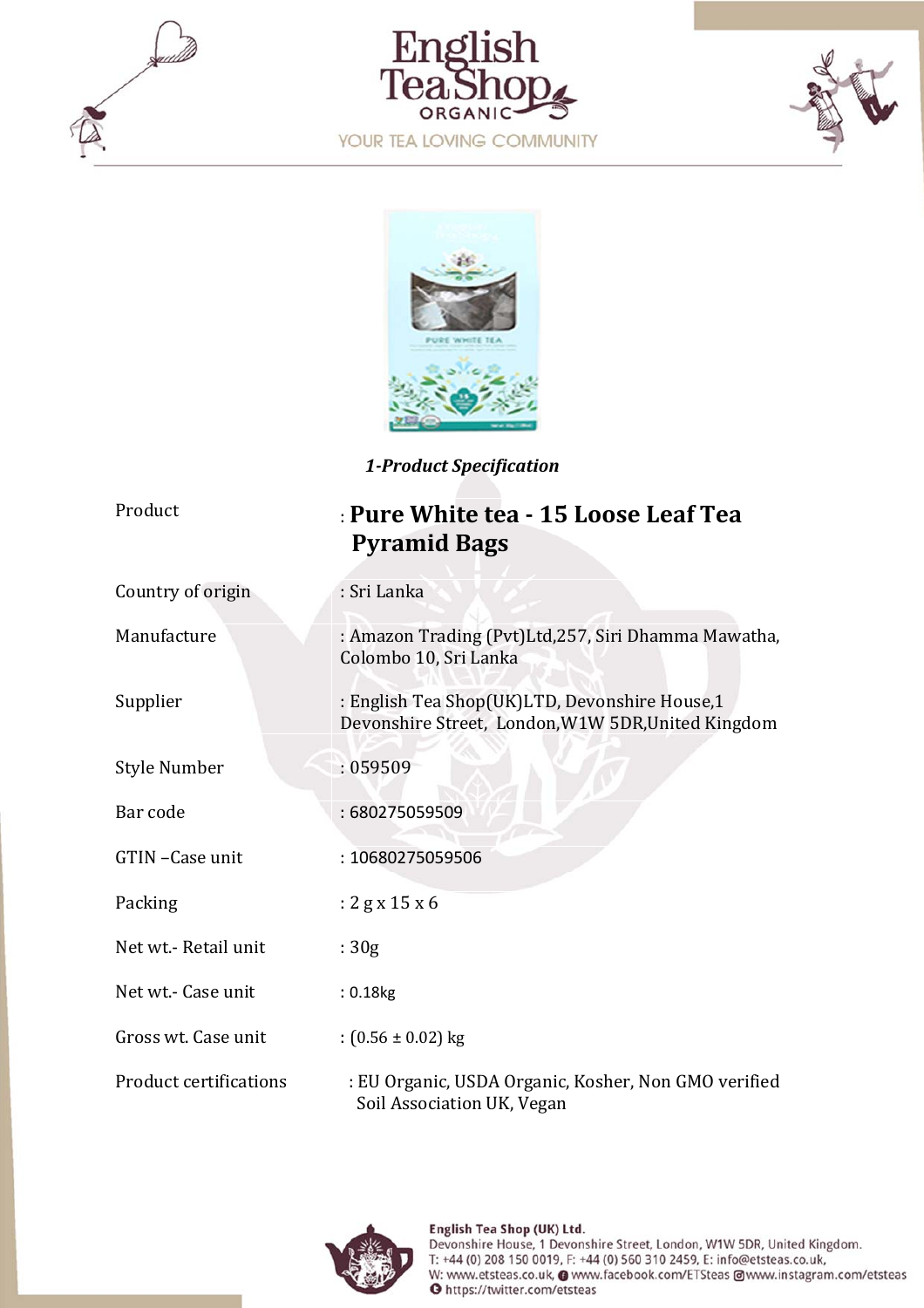*1-Product Specification*

| | |
|---|---|
| Product | : **Pure White tea - 15 Loose Leaf Tea Pyramid Bags** |
| Country of origin | : Sri Lanka |
| Manufacture | : Amazon Trading (Pvt)Ltd,257, Siri Dhamma Mawatha, Colombo 10, Sri Lanka |
| Supplier | : English Tea Shop(UK)LTD, Devonshire House,1 Devonshire Street, London,W1W 5DR,United Kingdom |
| Style Number | : 059509 |
| Bar code | : 680275059509 |
| GTIN –Case unit | : 10680275059506 |
| Packing | : 2 g x 15 x 6 |
| Net wt.- Retail unit | : 30g |
| Net wt.- Case unit | : 0.18kg |
| Gross wt. Case unit | : (0.56 ± 0.02) kg |
| Product certifications | : EU Organic, USDA Organic, Kosher, Non GMO verified Soil Association UK, Vegan |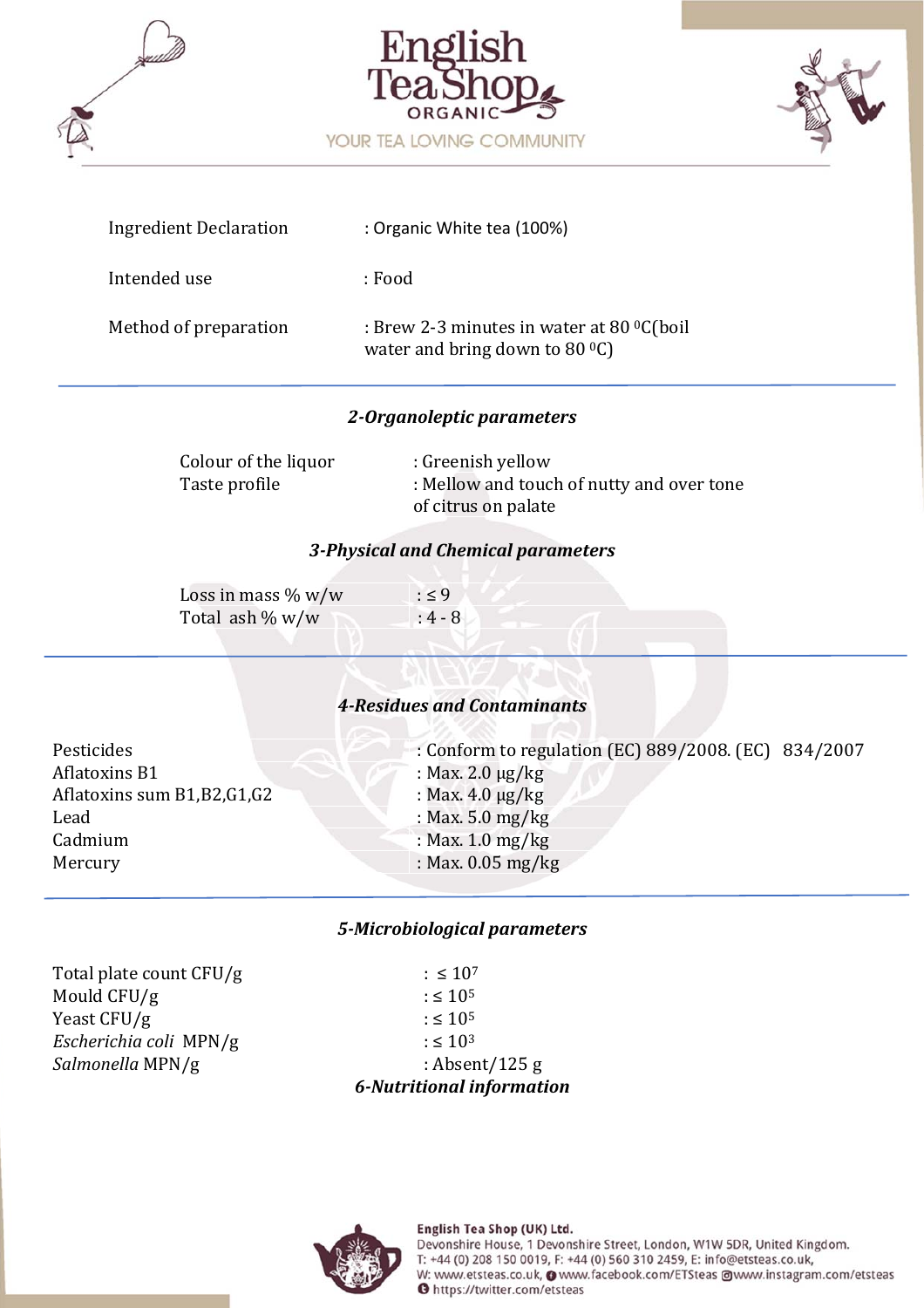| | |
|---|---|
| Ingredient Declaration | : Organic White tea (100%) |
| Intended use | : Food |
| Method of preparation | : Brew 2-3 minutes in water at 80 $^0$C(boil water and bring down to 80 $^0$C) |

### *2-Organoleptic parameters*

| | |
|---|---|
| Colour of the liquor | : Greenish yellow |
| Taste profile | : Mellow and touch of nutty and over tone of citrus on palate |

### *3-Physical and Chemical parameters*

| | |
|---|---|
| Loss in mass % w/w | : ≤ 9 |
| Total ash % w/w | : 4 - 8 |

### *4-Residues and Contaminants*

| | |
|---|---|
| Pesticides | : Conform to regulation (EC) 889/2008. (EC) 834/2007 |
| Aflatoxins B1 | : Max. 2.0 µg/kg |
| Aflatoxins sum B1,B2,G1,G2 | : Max. 4.0 µg/kg |
| Lead | : Max. 5.0 mg/kg |
| Cadmium | : Max. 1.0 mg/kg |
| Mercury | : Max. 0.05 mg/kg |

### *5-Microbiological parameters*

| | |
|---|---|
| Total plate count CFU/g | : ≤ $10^7$ |
| Mould CFU/g | : ≤ $10^5$ |
| Yeast CFU/g | : ≤ $10^5$ |
| *Escherichia coli* MPN/g | : ≤ $10^3$ |
| *Salmonella* MPN/g | : Absent/125 g |

### *6-Nutritional information*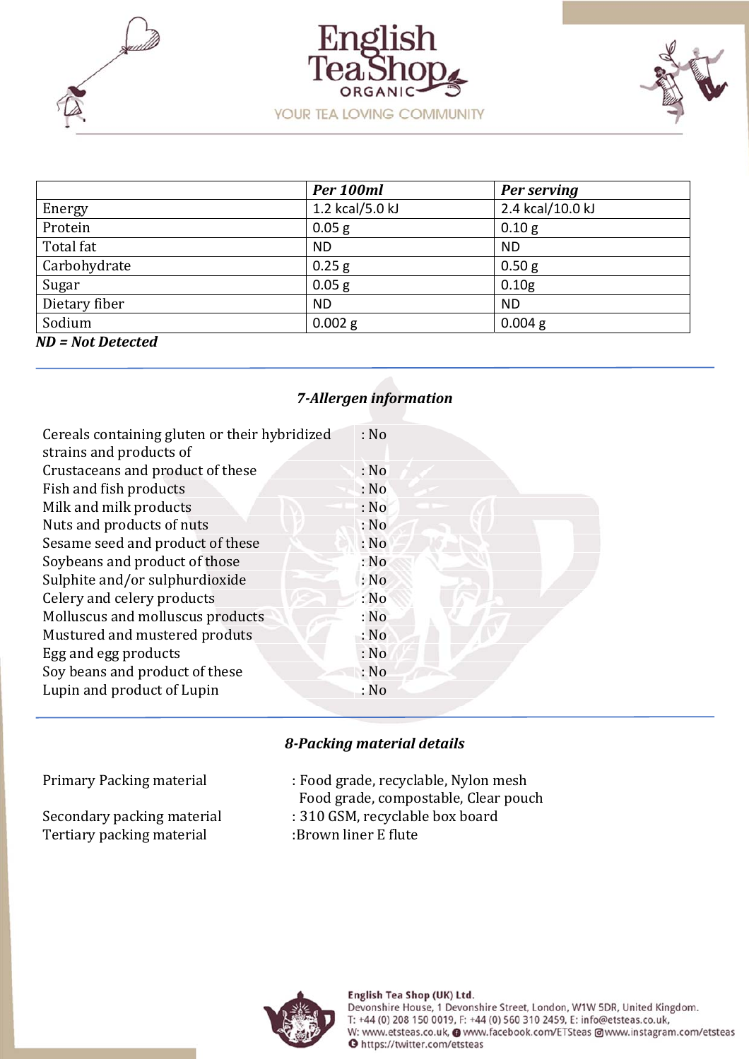| | *Per 100ml* | *Per serving* |
|---|---|---|
| Energy | 1.2 kcal/5.0 kJ | 2.4 kcal/10.0 kJ |
| Protein | 0.05 g | 0.10 g |
| Total fat | ND | ND |
| Carbohydrate | 0.25 g | 0.50 g |
| Sugar | 0.05 g | 0.10g |
| Dietary fiber | ND | ND |
| Sodium | 0.002 g | 0.004 g |

***ND = Not Detected***

## *7-Allergen information*

| | |
|---|---|
| Cereals containing gluten or their hybridized strains and products of | : No |
| Crustaceans and product of these | : No |
| Fish and fish products | : No |
| Milk and milk products | : No |
| Nuts and products of nuts | : No |
| Sesame seed and product of these | : No |
| Soybeans and product of those | : No |
| Sulphite and/or sulphurdioxide | : No |
| Celery and celery products | : No |
| Molluscus and molluscus products | : No |
| Mustured and mustered produts | : No |
| Egg and egg products | : No |
| Soy beans and product of these | : No |
| Lupin and product of Lupin | : No |

## *8-Packing material details*

Primary Packing material : Food grade, recyclable, Nylon mesh
Food grade, compostable, Clear pouch

Secondary packing material : 310 GSM, recyclable box board

Tertiary packing material :Brown liner E flute

**English Tea Shop (UK) Ltd.**
Devonshire House, 1 Devonshire Street, London, W1W 5DR, United Kingdom.
T: +44 (0) 208 150 0019, F: +44 (0) 560 310 2459, E: info@etsteas.co.uk,
W: www.etsteas.co.uk, www.facebook.com/ETSteas www.instagram.com/etsteas
https://twitter.com/etsteas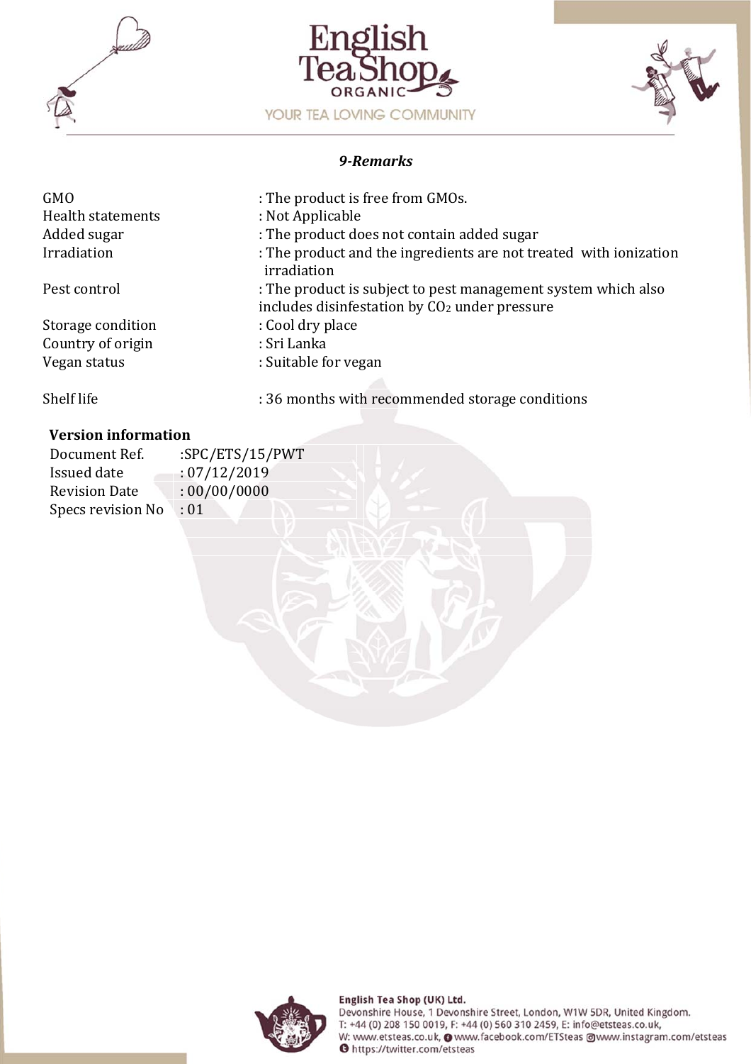### *9-Remarks*

| | |
|---|---|
| GMO | : The product is free from GMOs. |
| Health statements | : Not Applicable |
| Added sugar | : The product does not contain added sugar |
| Irradiation | : The product and the ingredients are not treated with ionization irradiation |
| Pest control | : The product is subject to pest management system which also includes disinfestation by $CO_2$ under pressure |
| Storage condition | : Cool dry place |
| Country of origin | : Sri Lanka |
| Vegan status | : Suitable for vegan |
| Shelf life | : 36 months with recommended storage conditions |

**Version information**

| | |
|---|---|
| Document Ref. | :SPC/ETS/15/PWT |
| Issued date | : 07/12/2019 |
| Revision Date | : 00/00/0000 |
| Specs revision No | : 01 |

**English Tea Shop (UK) Ltd.**
Devonshire House, 1 Devonshire Street, London, W1W 5DR, United Kingdom.
T: +44 (0) 208 150 0019, F: +44 (0) 560 310 2459, E: info@etsteas.co.uk,
W: www.etsteas.co.uk, www.facebook.com/ETSteas www.instagram.com/etsteas
https://twitter.com/etsteas